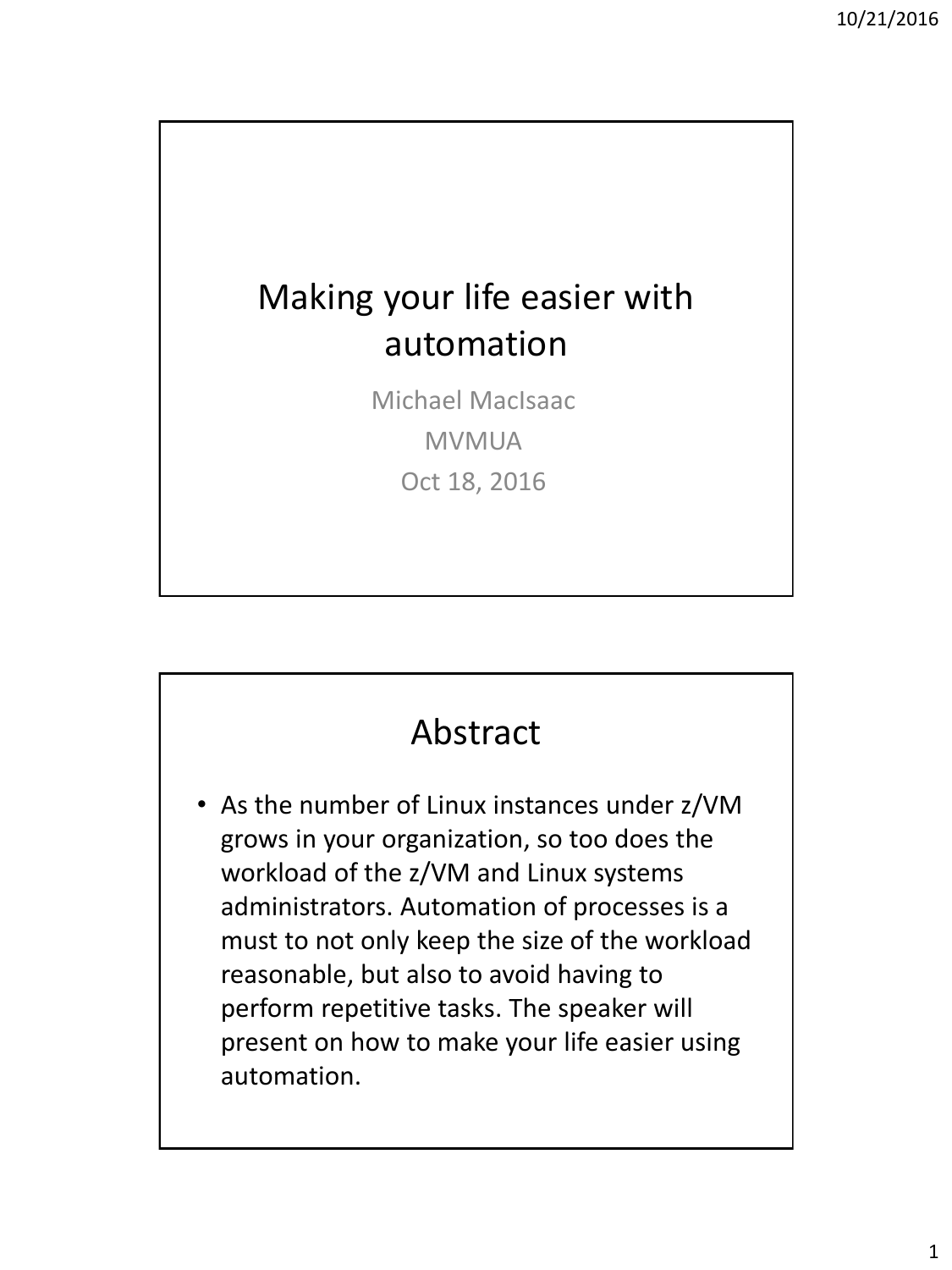# Making your life easier with automation

Michael MacIsaac

MVMUA

Oct 18, 2016

## Abstract

- As the number of Linux instances under z/VM grows in your organization, so too does the workload of the z/VM and Linux systems administrators. Automation of processes is a must to not only keep the size of the workload reasonable, but also to avoid having to perform repetitive tasks. The speaker will present on how to make your life easier using automation.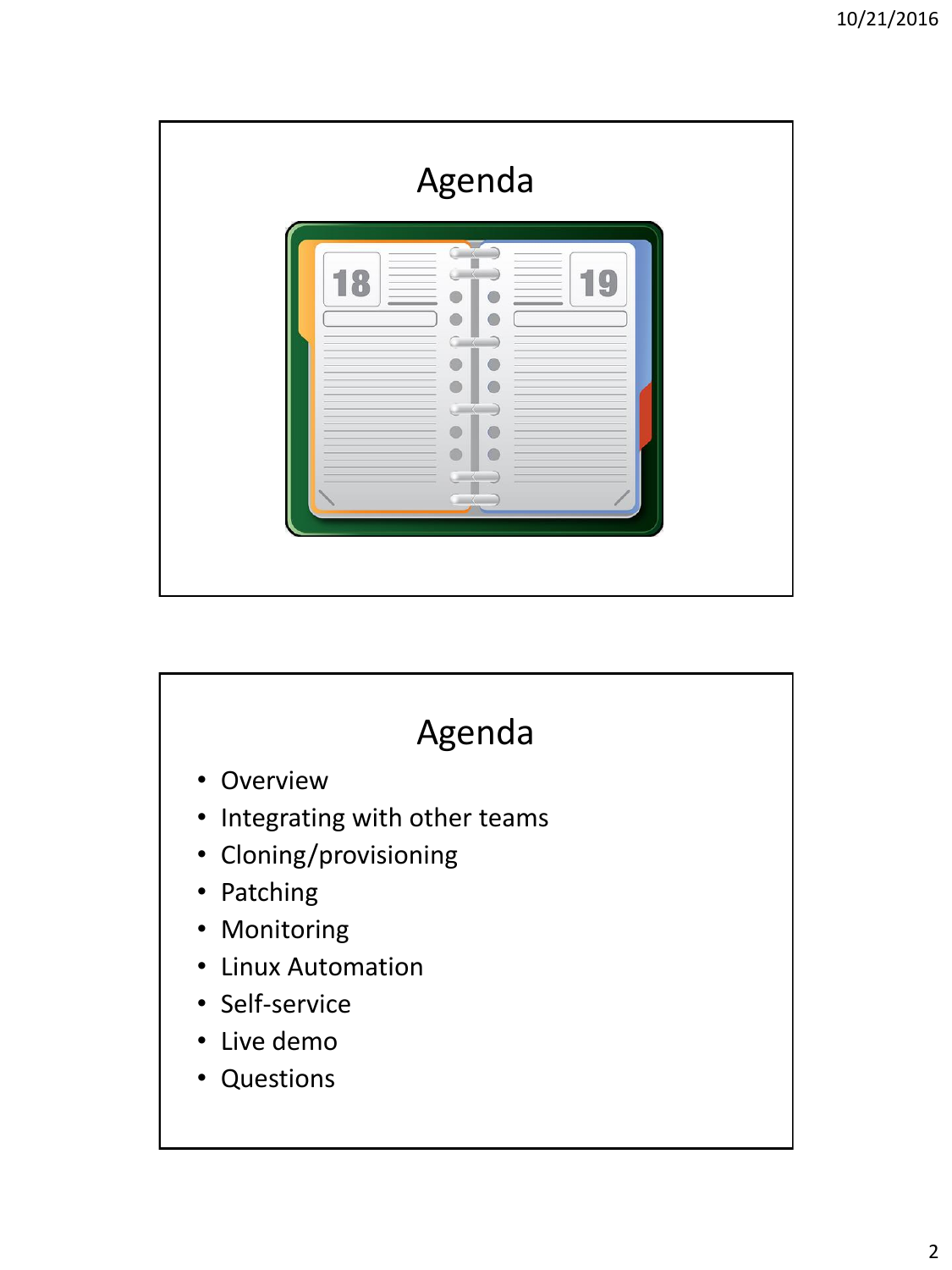# Agenda

# Agenda

- Overview
- Integrating with other teams
- Cloning/provisioning
- Patching
- Monitoring
- Linux Automation
- Self-service
- Live demo
- Questions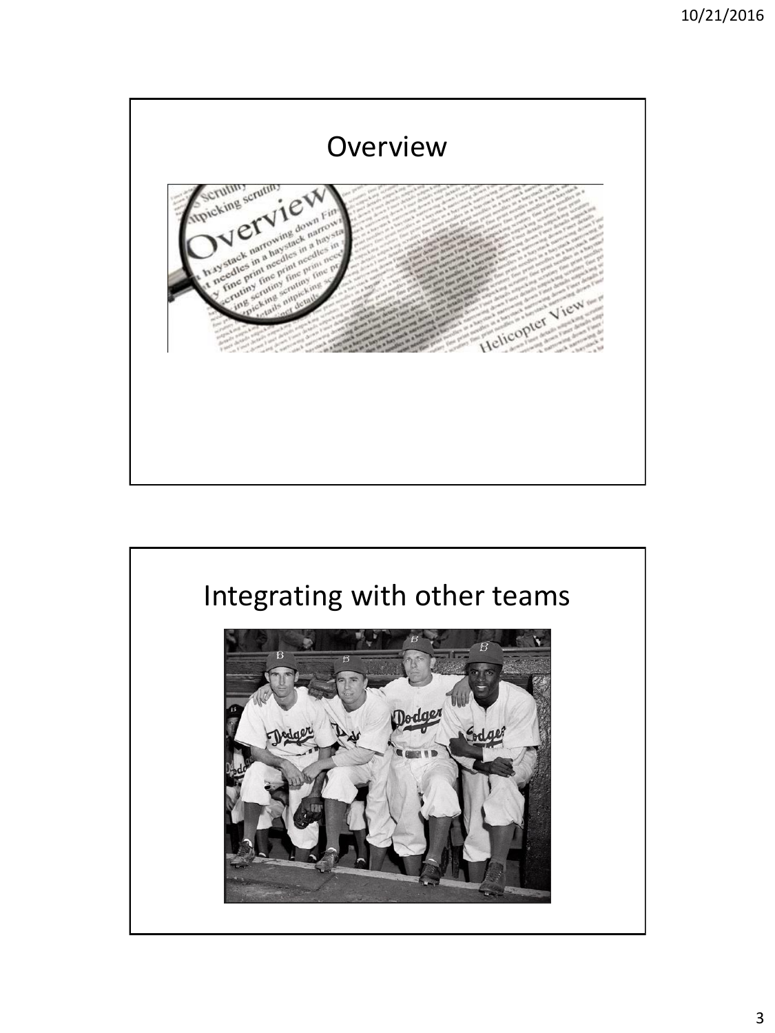# Overview

# Integrating with other teams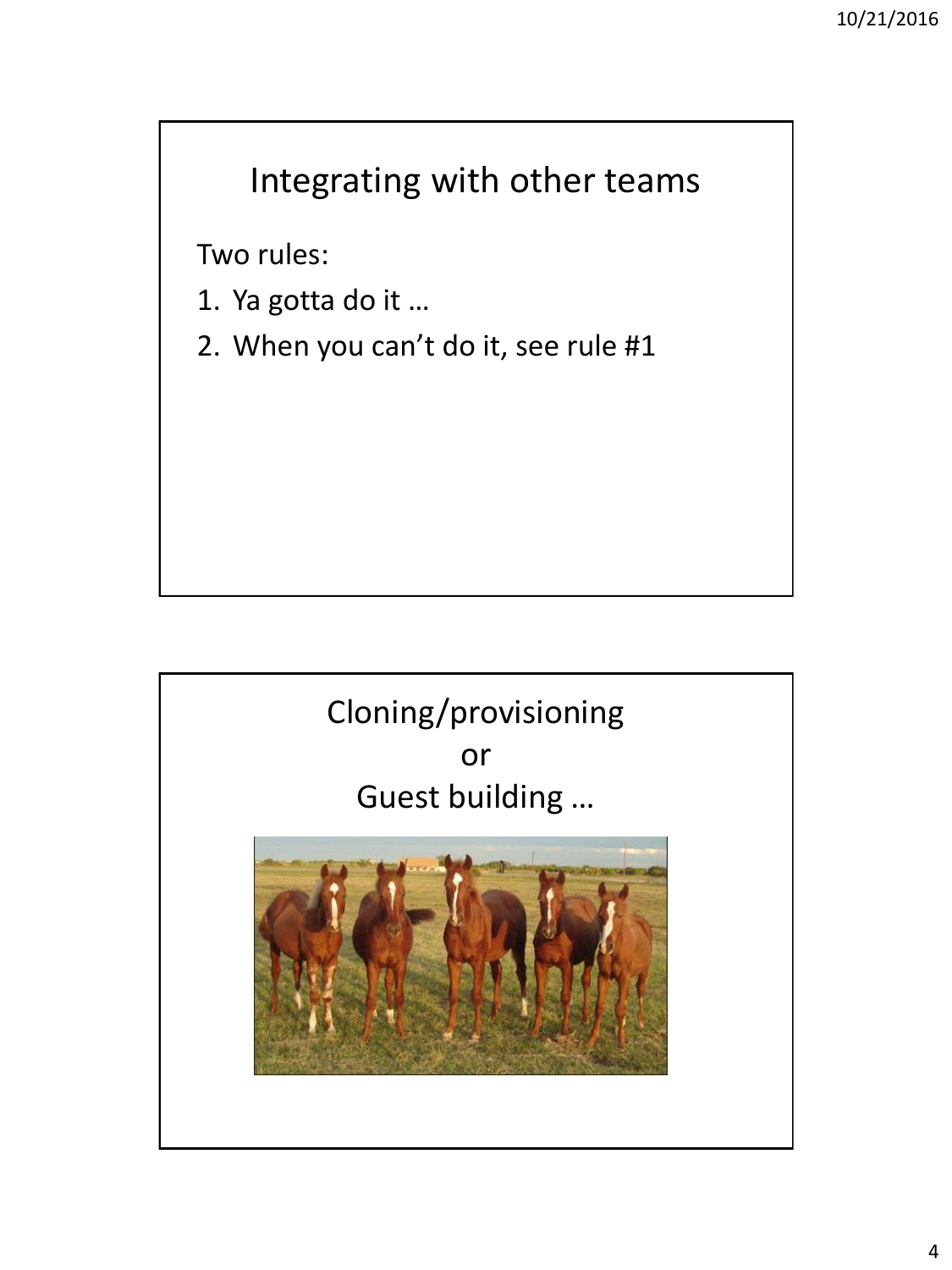## Integrating with other teams

Two rules:

1. Ya gotta do it …
2. When you can't do it, see rule #1

## Cloning/provisioning
## or
## Guest building …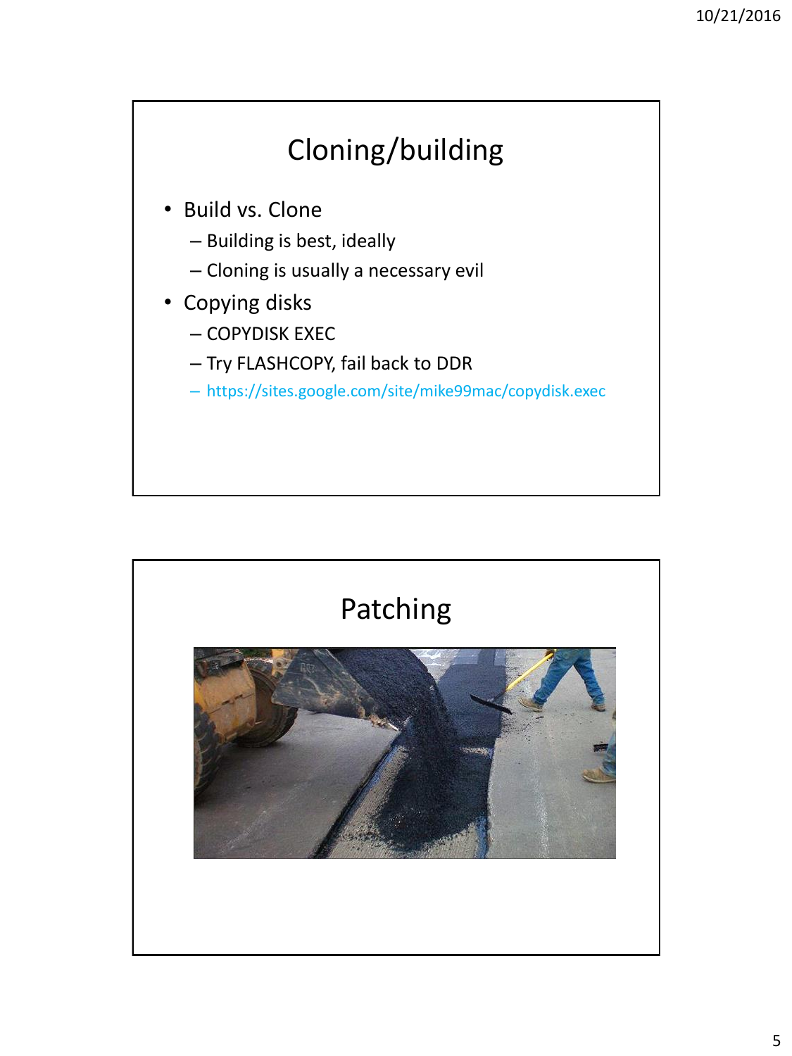# Cloning/building

- Build vs. Clone
  - Building is best, ideally
  - Cloning is usually a necessary evil
- Copying disks
  - COPYDISK EXEC
  - Try FLASHCOPY, fail back to DDR
  - https://sites.google.com/site/mike99mac/copydisk.exec

# Patching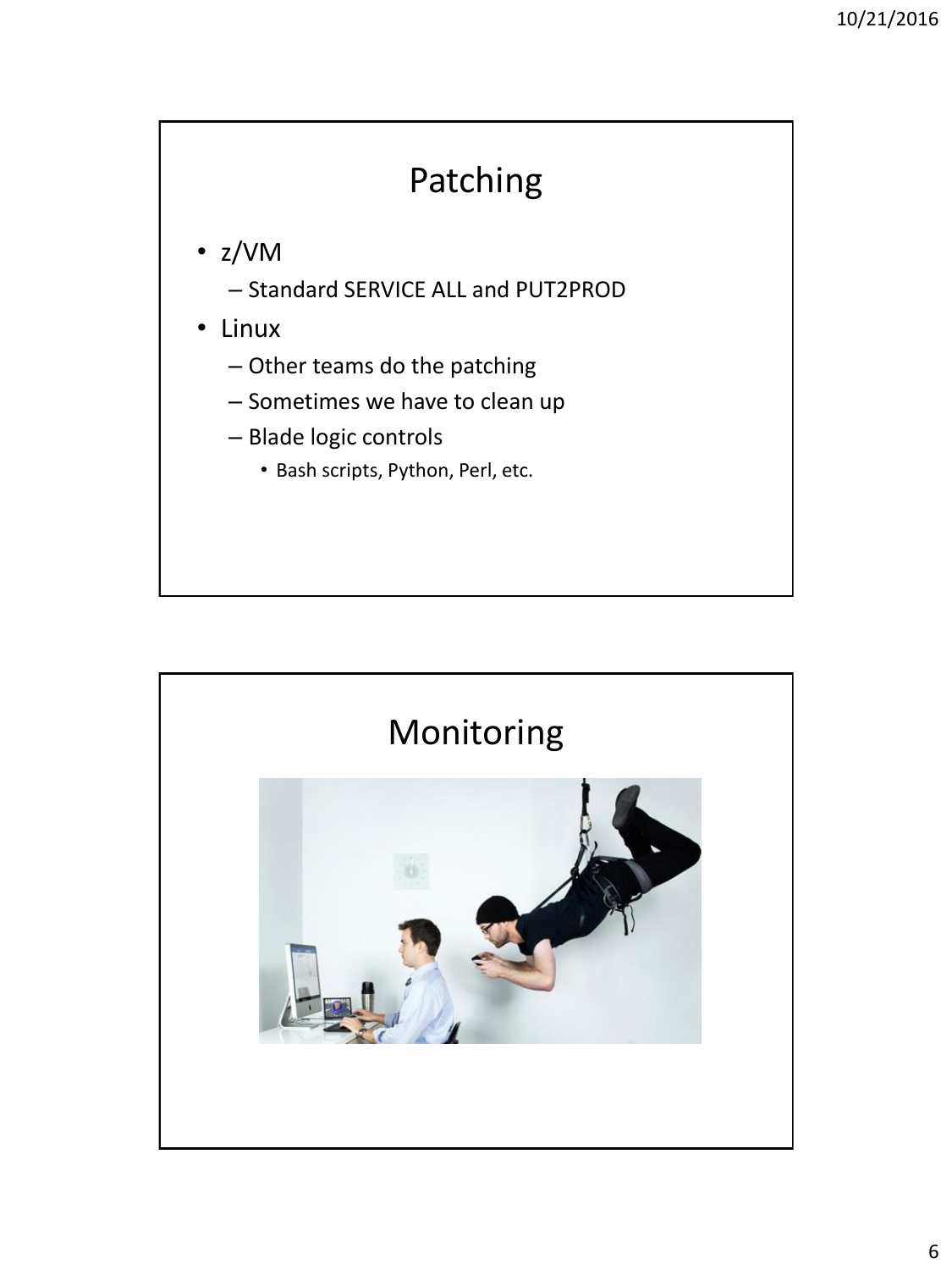# Patching

- z/VM
  - Standard SERVICE ALL and PUT2PROD
- Linux
  - Other teams do the patching
  - Sometimes we have to clean up
  - Blade logic controls
    - Bash scripts, Python, Perl, etc.

# Monitoring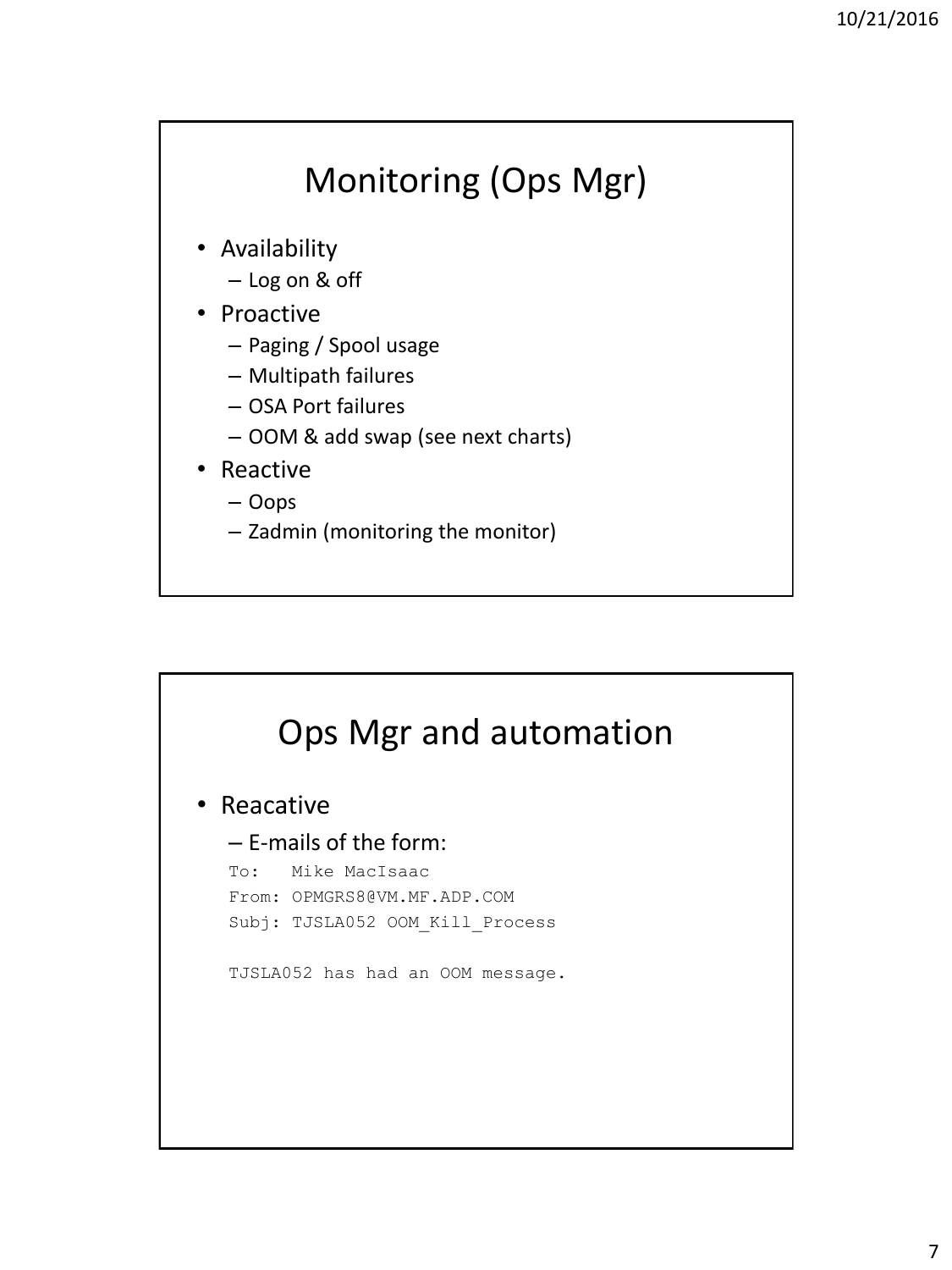# Monitoring (Ops Mgr)

- Availability
  - Log on & off
- Proactive
  - Paging / Spool usage
  - Multipath failures
  - OSA Port failures
  - OOM & add swap (see next charts)
- Reactive
  - Oops
  - Zadmin (monitoring the monitor)

# Ops Mgr and automation

- Reacative
  - E-mails of the form:

```
To:   Mike MacIsaac
From: OPMGRS8@VM.MF.ADP.COM
Subj: TJSLA052 OOM_Kill_Process

TJSLA052 has had an OOM message.
```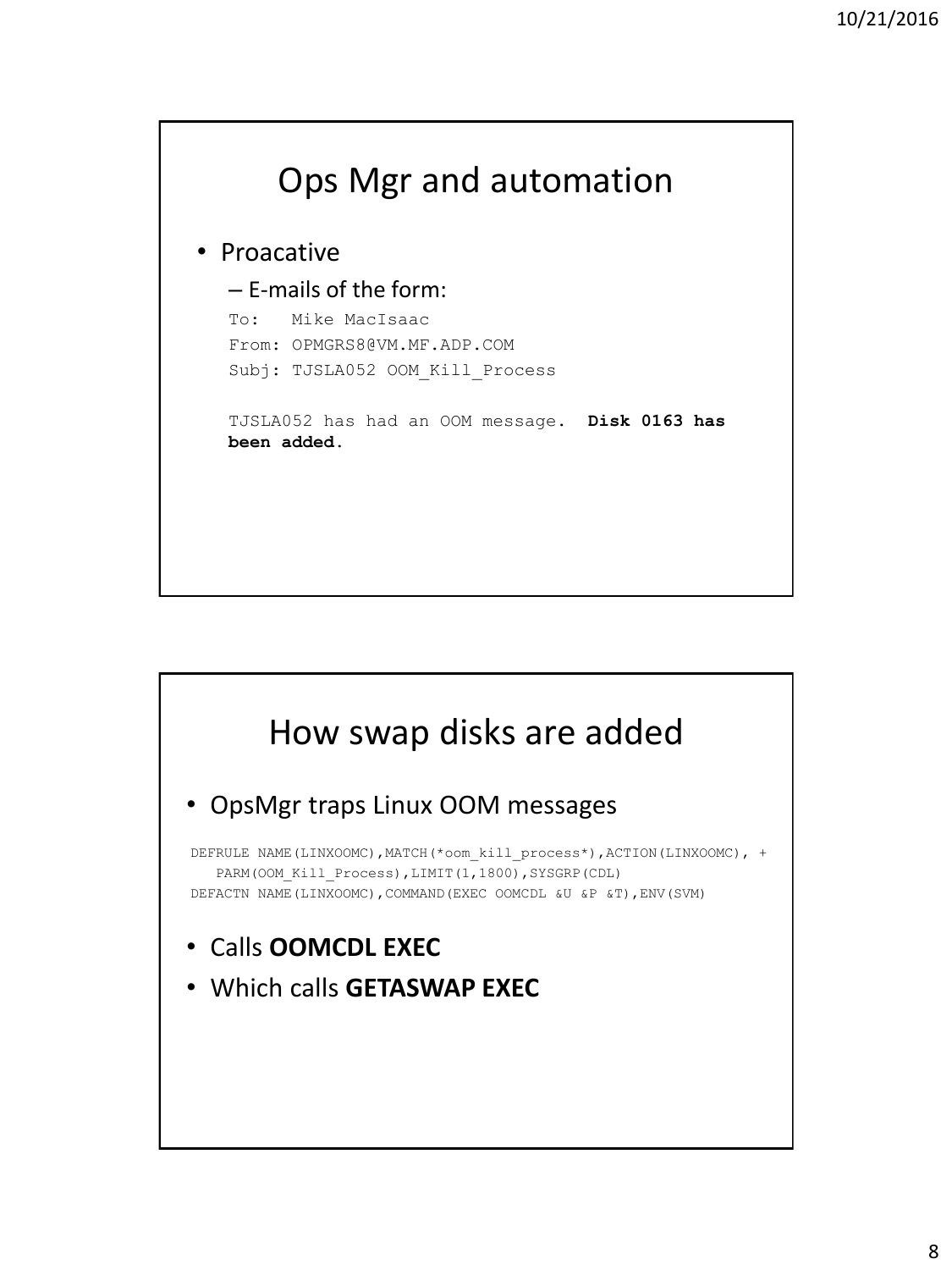## Ops Mgr and automation

- Proacative
  - E-mails of the form:

```
To:   Mike MacIsaac
From: OPMGRS8@VM.MF.ADP.COM
Subj: TJSLA052 OOM_Kill_Process

TJSLA052 has had an OOM message.  Disk 0163 has
been added.
```

## How swap disks are added

- OpsMgr traps Linux OOM messages

```
DEFRULE NAME(LINXOOMC),MATCH(*oom_kill_process*),ACTION(LINXOOMC), +
   PARM(OOM_Kill_Process),LIMIT(1,1800),SYSGRP(CDL)
DEFACTN NAME(LINXOOMC),COMMAND(EXEC OOMCDL &U &P &T),ENV(SVM)
```

- Calls **OOMCDL EXEC**
- Which calls **GETASWAP EXEC**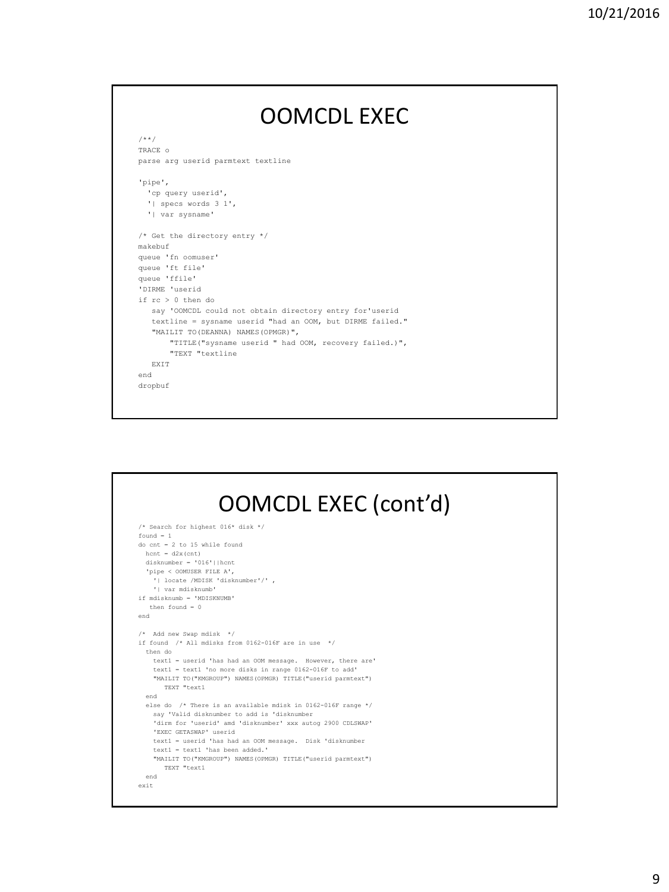# OOMCDL EXEC

```
/**/
TRACE o
parse arg userid parmtext textline

'pipe',
  'cp query userid',
  '| specs words 3 1',
  '| var sysname'

/* Get the directory entry */
makebuf
queue 'fn oomuser'
queue 'ft file'
queue 'ffile'
'DIRME 'userid
if rc > 0 then do
   say 'OOMCDL could not obtain directory entry for'userid
   textline = sysname userid "had an OOM, but DIRME failed."
   "MAILIT TO(DEANNA) NAMES(OPMGR)",
       "TITLE("sysname userid " had OOM, recovery failed.)",
       "TEXT "textline
   EXIT
end
dropbuf
```

# OOMCDL EXEC (cont'd)

```
/* Search for highest 016* disk */
found = 1
do cnt = 2 to 15 while found
  hcnt = d2x(cnt)
  disknumber = '016'||hcnt
  'pipe < OOMUSER FILE A',
    '| locate /MDISK 'disknumber'/' ,
    '| var mdisknumb'
if mdisknumb = 'MDISKNUMB'
  then found = 0
end

/*  Add new Swap mdisk  */
if found  /* All mdisks from 0162-016F are in use  */
  then do
    text1 = userid 'has had an OOM message.  However, there are'
    text1 = text1 'no more disks in range 0162-016F to add'
    "MAILIT TO("KMGROUP") NAMES(OPMGR) TITLE("userid parmtext")
       TEXT "text1
  end
  else do  /* There is an available mdisk in 0162-016F range */
    say 'Valid disknumber to add is 'disknumber
    'dirm for 'userid' amd 'disknumber' xxx autog 2900 CDLSWAP'
    'EXEC GETASWAP' userid
    text1 = userid 'has had an OOM message.  Disk 'disknumber
    text1 = text1 'has been added.'
    "MAILIT TO("KMGROUP") NAMES(OPMGR) TITLE("userid parmtext")
       TEXT "text1
  end
exit
```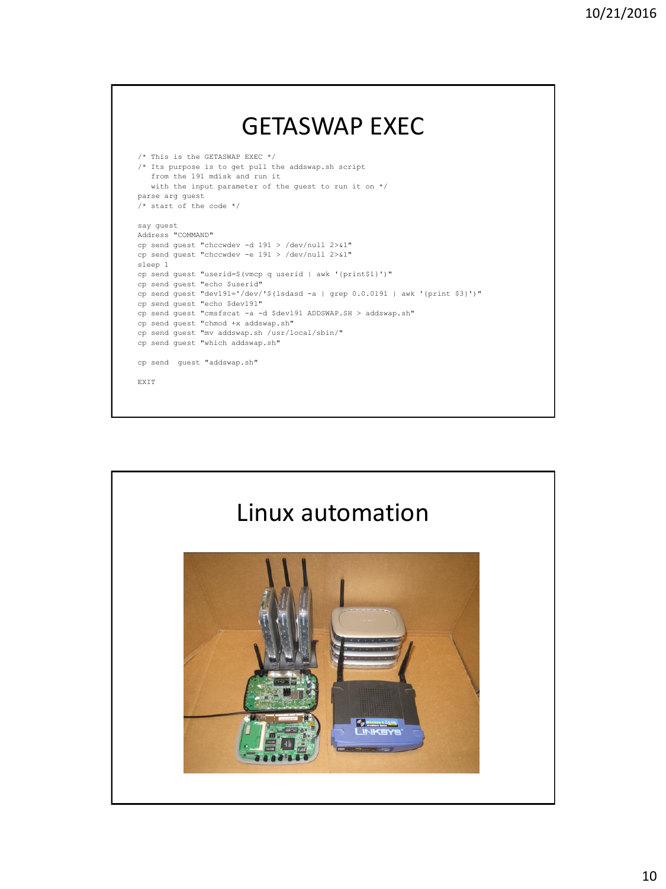# GETASWAP EXEC

```
/* This is the GETASWAP EXEC */
/* Its purpose is to get pull the addswap.sh script
   from the 191 mdisk and run it
   with the input parameter of the guest to run it on */
parse arg guest
/* start of the code */

say guest
Address "COMMAND"
cp send guest "chccwdev -d 191 > /dev/null 2>&1"
cp send guest "chccwdev -e 191 > /dev/null 2>&1"
sleep 1
cp send guest "userid=$(vmcp q userid | awk '{print$1}')"
cp send guest "echo $userid"
cp send guest "dev191='/dev/'$(lsdasd -a | grep 0.0.0191 | awk '{print $3}')"
cp send guest "echo $dev191"
cp send guest "cmsfscat -a -d $dev191 ADDSWAP.SH > addswap.sh"
cp send guest "chmod +x addswap.sh"
cp send guest "mv addswap.sh /usr/local/sbin/"
cp send guest "which addswap.sh"

cp send  guest "addswap.sh"

EXIT
```

# Linux automation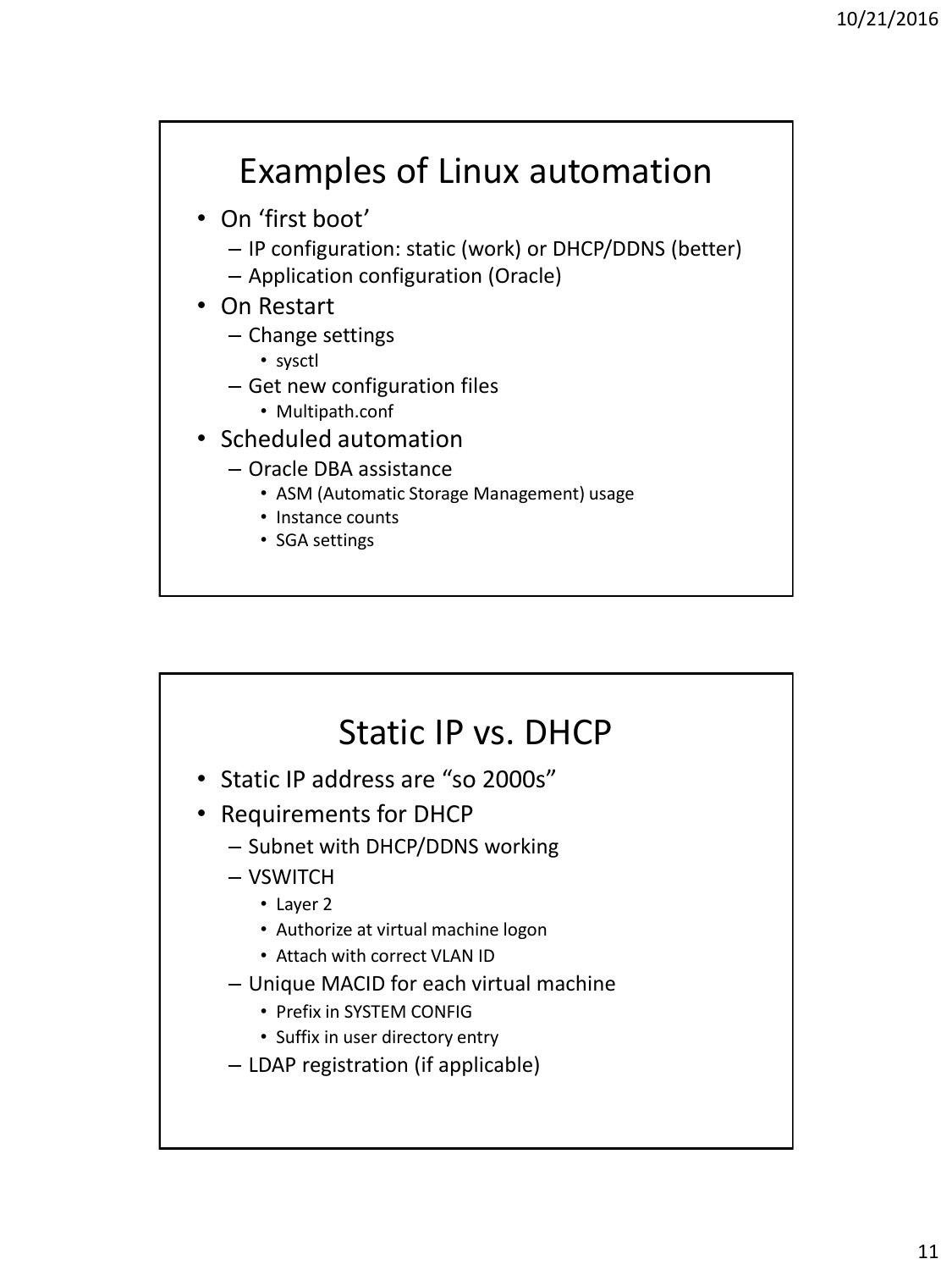## Examples of Linux automation

- On 'first boot'
  - IP configuration: static (work) or DHCP/DDNS (better)
  - Application configuration (Oracle)
- On Restart
  - Change settings
    - sysctl
  - Get new configuration files
    - Multipath.conf
- Scheduled automation
  - Oracle DBA assistance
    - ASM (Automatic Storage Management) usage
    - Instance counts
    - SGA settings

## Static IP vs. DHCP

- Static IP address are "so 2000s"
- Requirements for DHCP
  - Subnet with DHCP/DDNS working
  - VSWITCH
    - Layer 2
    - Authorize at virtual machine logon
    - Attach with correct VLAN ID
  - Unique MACID for each virtual machine
    - Prefix in SYSTEM CONFIG
    - Suffix in user directory entry
  - LDAP registration (if applicable)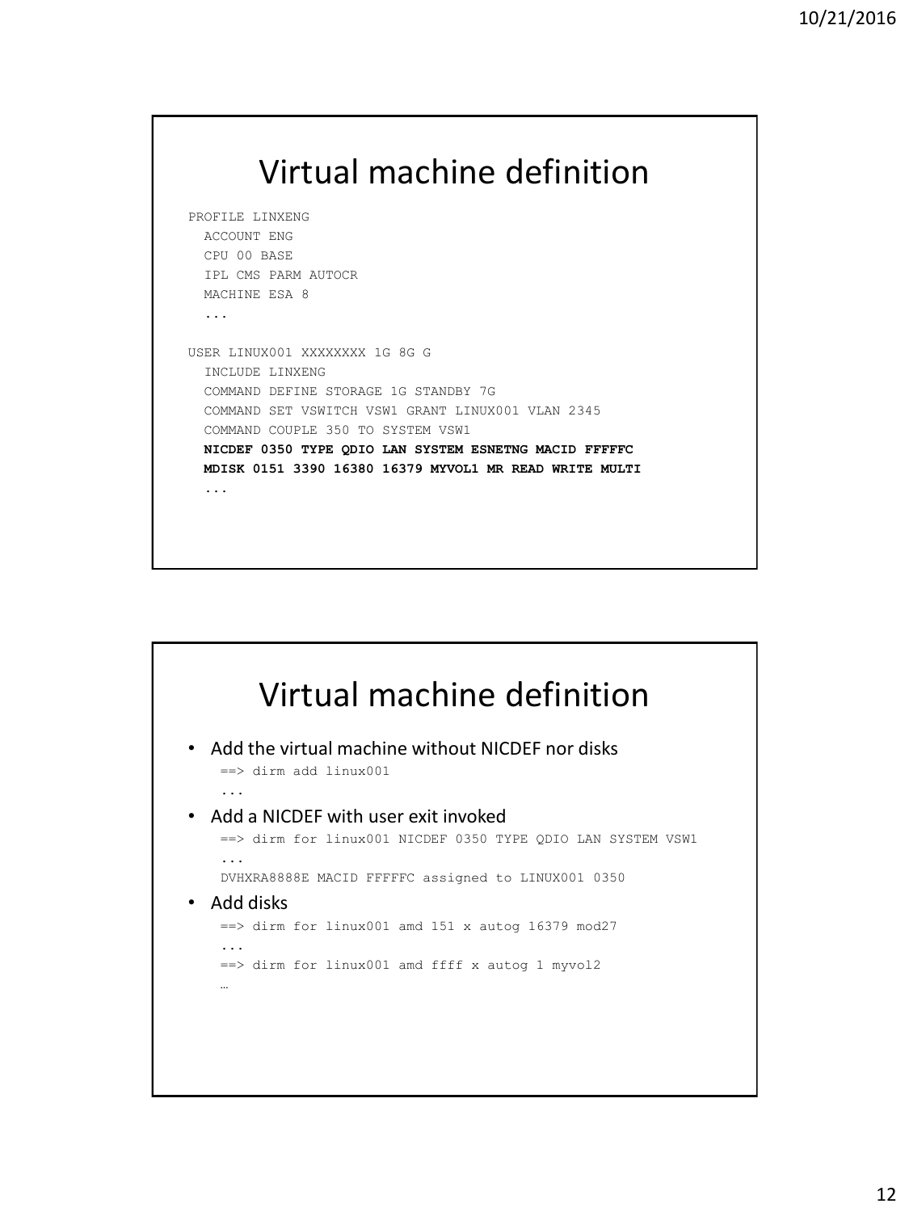# Virtual machine definition

```
PROFILE LINXENG
  ACCOUNT ENG
  CPU 00 BASE
  IPL CMS PARM AUTOCR
  MACHINE ESA 8
  ...

USER LINUX001 XXXXXXXX 1G 8G G
  INCLUDE LINXENG
  COMMAND DEFINE STORAGE 1G STANDBY 7G
  COMMAND SET VSWITCH VSW1 GRANT LINUX001 VLAN 2345
  COMMAND COUPLE 350 TO SYSTEM VSW1
  NICDEF 0350 TYPE QDIO LAN SYSTEM ESNETNG MACID FFFFFC
  MDISK 0151 3390 16380 16379 MYVOL1 MR READ WRITE MULTI
  ...
```

# Virtual machine definition

- Add the virtual machine without NICDEF nor disks

```
==> dirm add linux001
...
```

- Add a NICDEF with user exit invoked

```
==> dirm for linux001 NICDEF 0350 TYPE QDIO LAN SYSTEM VSW1
...
DVHXRA8888E MACID FFFFFC assigned to LINUX001 0350
```

- Add disks

```
==> dirm for linux001 amd 151 x autog 16379 mod27
...
==> dirm for linux001 amd ffff x autog 1 myvol2
…
```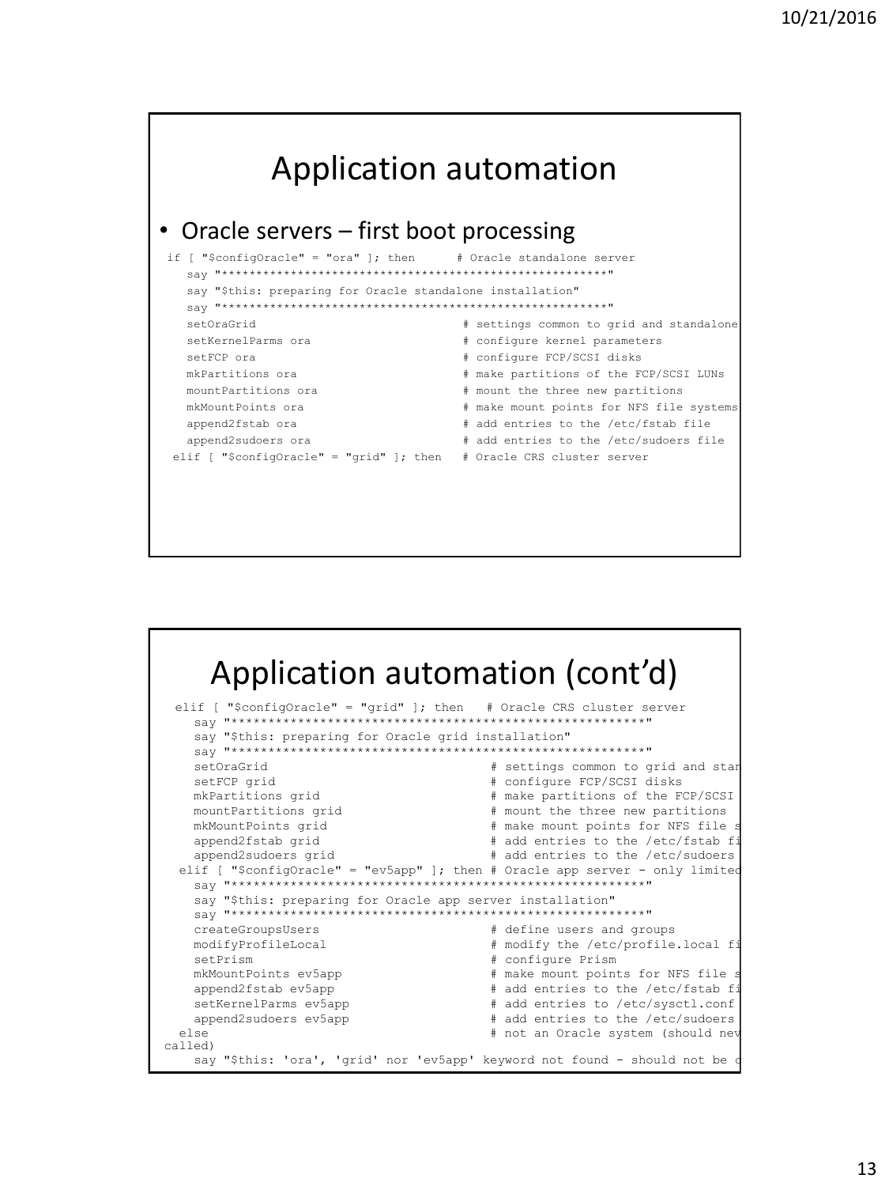# Application automation

- Oracle servers – first boot processing

```
 if [ "$configOracle" = "ora" ]; then      # Oracle standalone server
   say "********************************************************"
   say "$this: preparing for Oracle standalone installation"
   say "********************************************************"
   setOraGrid                              # settings common to grid and standalone
   setKernelParms ora                      # configure kernel parameters
   setFCP ora                              # configure FCP/SCSI disks
   mkPartitions ora                        # make partitions of the FCP/SCSI LUNs
   mountPartitions ora                     # mount the three new partitions
   mkMountPoints ora                       # make mount points for NFS file systems
   append2fstab ora                        # add entries to the /etc/fstab file
   append2sudoers ora                      # add entries to the /etc/sudoers file
 elif [ "$configOracle" = "grid" ]; then   # Oracle CRS cluster server
```

# Application automation (cont'd)

```
 elif [ "$configOracle" = "grid" ]; then   # Oracle CRS cluster server
   say "********************************************************"
   say "$this: preparing for Oracle grid installation"
   say "********************************************************"
   setOraGrid                              # settings common to grid and stan
   setFCP grid                             # configure FCP/SCSI disks
   mkPartitions grid                       # make partitions of the FCP/SCSI
   mountPartitions grid                    # mount the three new partitions
   mkMountPoints grid                      # make mount points for NFS file s
   append2fstab grid                       # add entries to the /etc/fstab fi
   append2sudoers grid                     # add entries to the /etc/sudoers
 elif [ "$configOracle" = "ev5app" ]; then # Oracle app server - only limited
   say "********************************************************"
   say "$this: preparing for Oracle app server installation"
   say "********************************************************"
   createGroupsUsers                       # define users and groups
   modifyProfileLocal                      # modify the /etc/profile.local fi
   setPrism                                # configure Prism
   mkMountPoints ev5app                    # make mount points for NFS file s
   append2fstab ev5app                     # add entries to the /etc/fstab fi
   setKernelParms ev5app                   # add entries to /etc/sysctl.conf
   append2sudoers ev5app                   # add entries to the /etc/sudoers
 else                                      # not an Oracle system (should nev
called)
   say "$this: 'ora', 'grid' nor 'ev5app' keyword not found - should not be c
```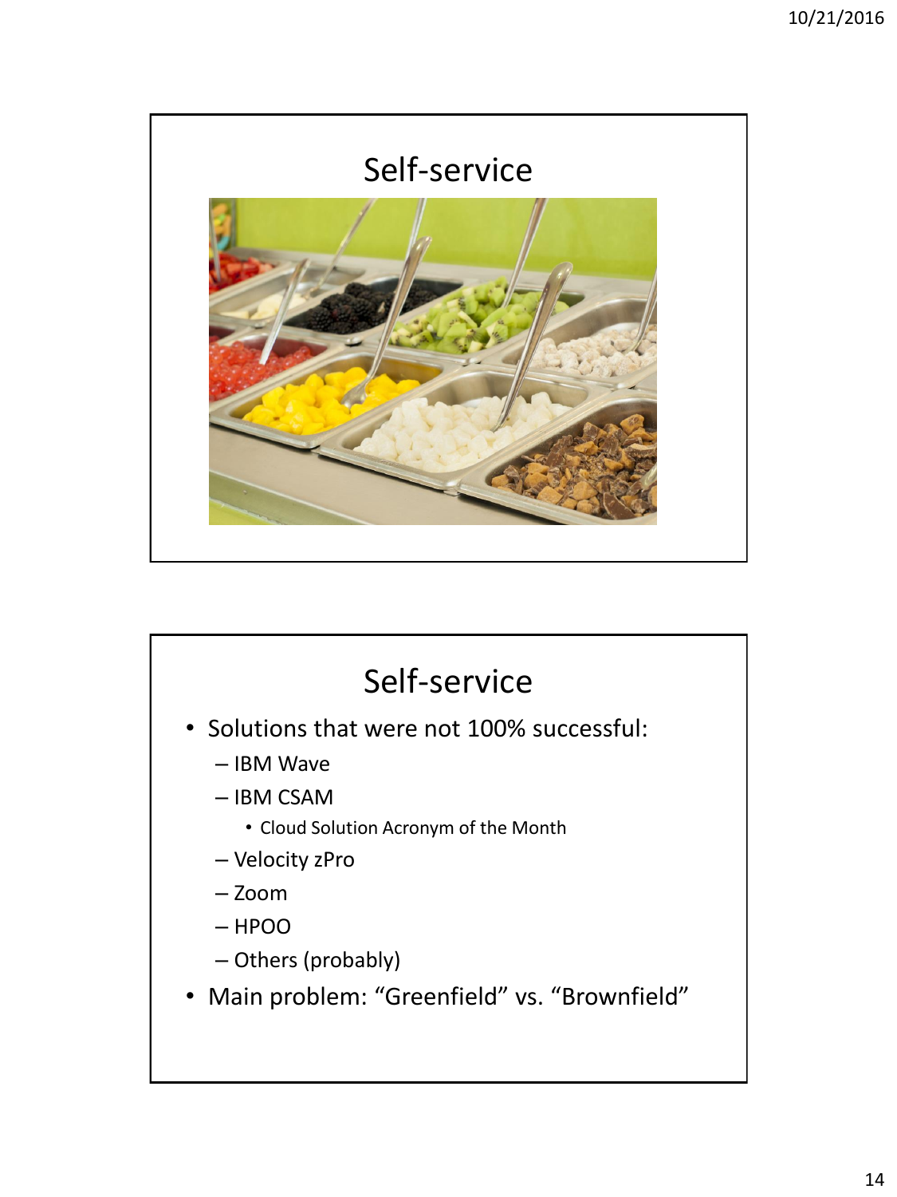## Self-service

## Self-service

- Solutions that were not 100% successful:
  - IBM Wave
  - IBM CSAM
    - Cloud Solution Acronym of the Month
  - Velocity zPro
  - Zoom
  - HPOO
  - Others (probably)
- Main problem: “Greenfield” vs. “Brownfield”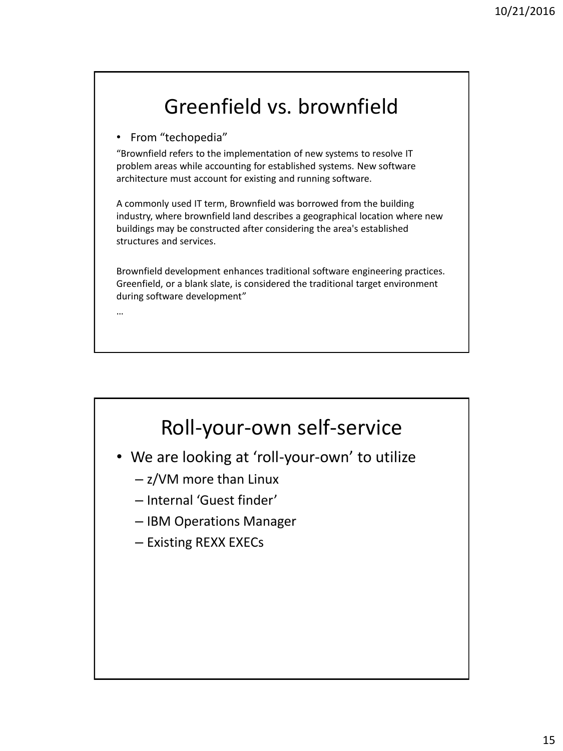## Greenfield vs. brownfield

- From "techopedia"

"Brownfield refers to the implementation of new systems to resolve IT problem areas while accounting for established systems. New software architecture must account for existing and running software.

A commonly used IT term, Brownfield was borrowed from the building industry, where brownfield land describes a geographical location where new buildings may be constructed after considering the area's established structures and services.

Brownfield development enhances traditional software engineering practices. Greenfield, or a blank slate, is considered the traditional target environment during software development"

…

## Roll-your-own self-service

- We are looking at 'roll-your-own' to utilize
  - z/VM more than Linux
  - Internal 'Guest finder'
  - IBM Operations Manager
  - Existing REXX EXECs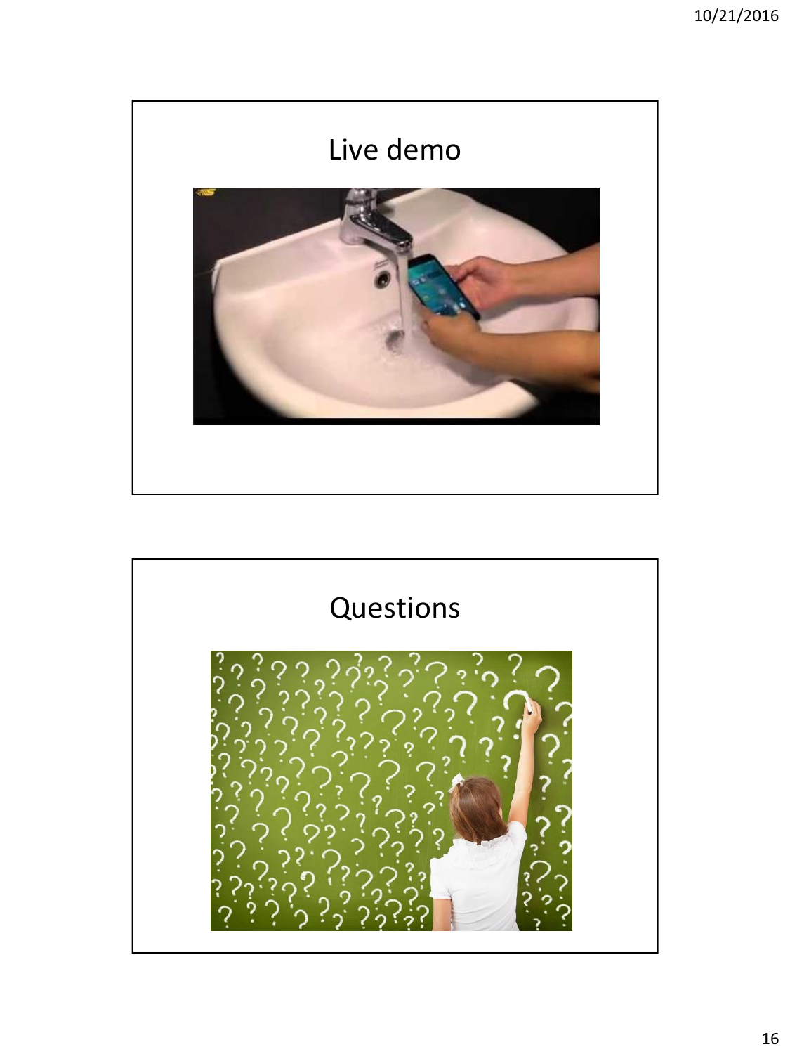## Live demo

## Questions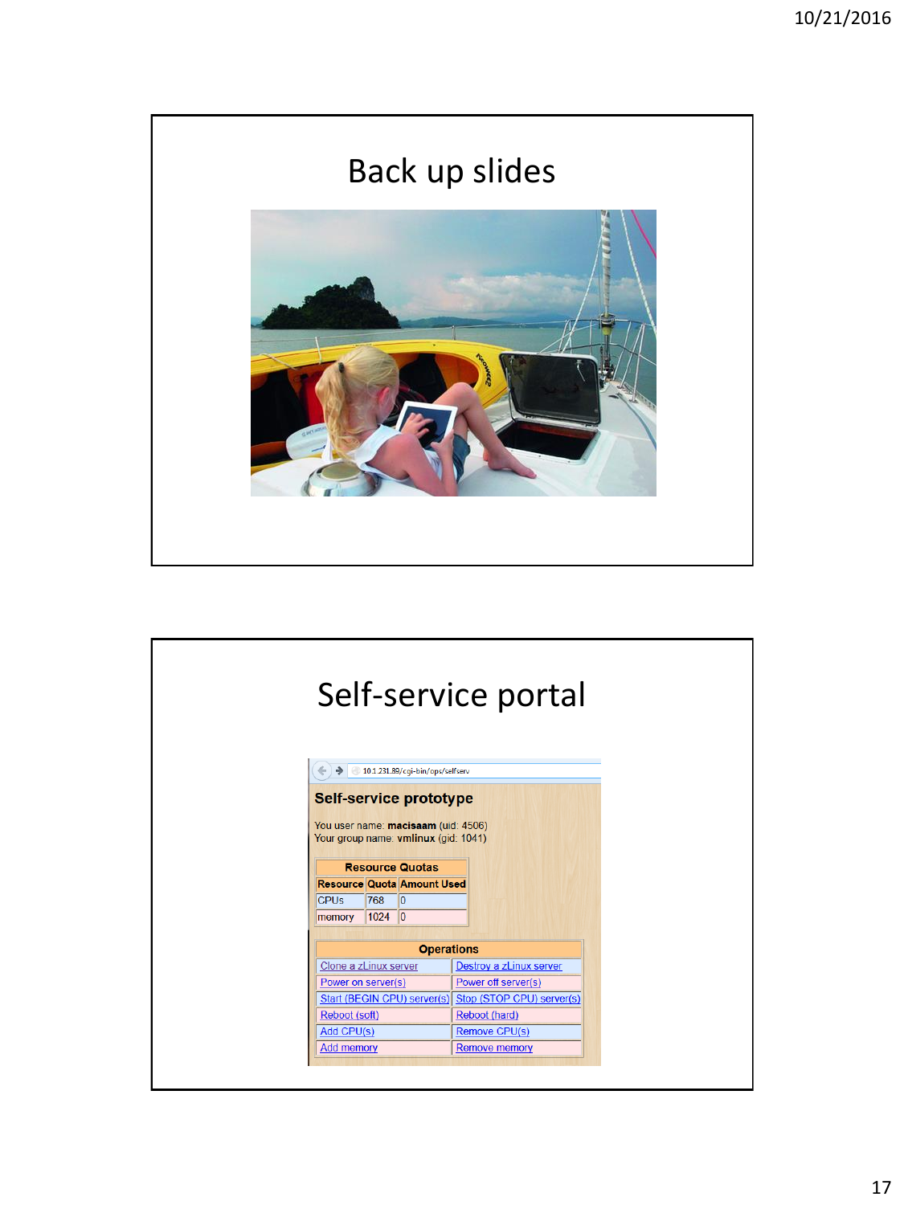# Back up slides

# Self-service portal

10.1.231.89/cgi-bin/ops/selfserv

## Self-service prototype

You user name: **macisaam** (uid: 4506)
Your group name: **vmlinux** (gid: 1041)

| Resource Quotas | | |
|---|---|---|
| **Resource** | **Quota** | **Amount Used** |
| CPUs | 768 | 0 |
| memory | 1024 | 0 |

| Operations | |
|---|---|
| Clone a zLinux server | Destroy a zLinux server |
| Power on server(s) | Power off server(s) |
| Start (BEGIN CPU) server(s) | Stop (STOP CPU) server(s) |
| Reboot (soft) | Reboot (hard) |
| Add CPU(s) | Remove CPU(s) |
| Add memory | Remove memory |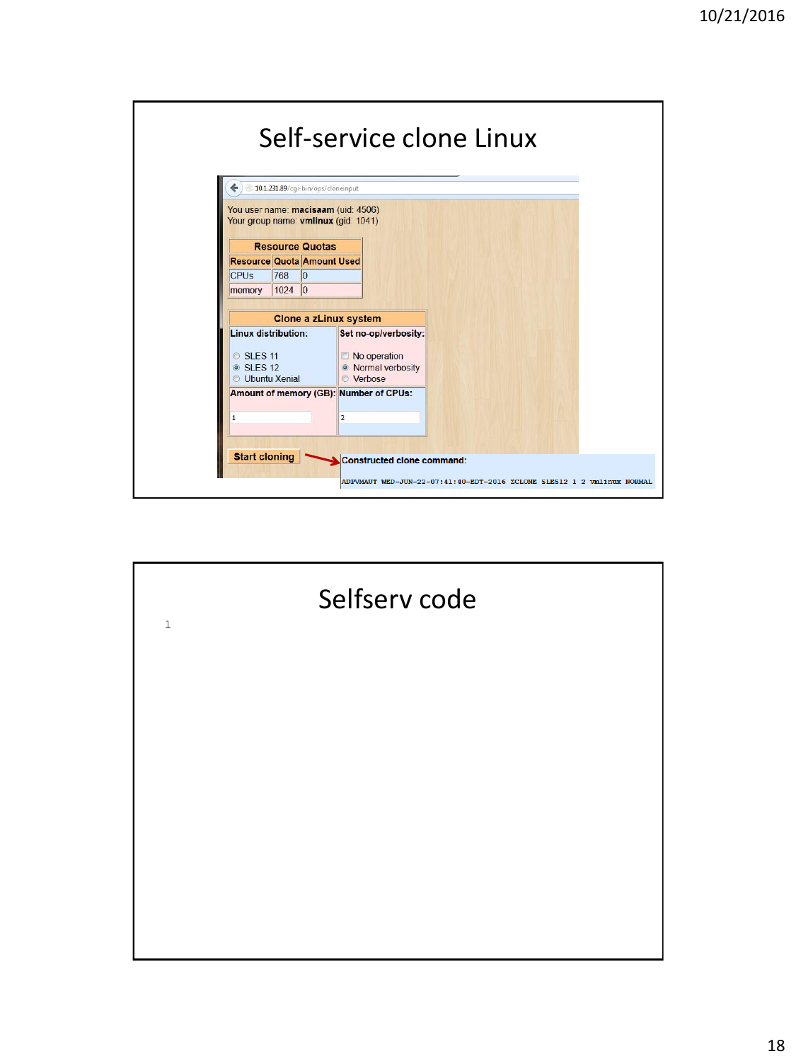# Self-service clone Linux

10.1.231.89/cgi-bin/ops/cloneinput

You user name: **macisaam** (uid: 4506)
Your group name: **vmlinux** (gid: 1041)

| Resource Quotas | | |
|---|---|---|
| **Resource** | **Quota** | **Amount Used** |
| CPUs | 768 | 0 |
| memory | 1024 | 0 |

**Clone a zLinux system**

| Linux distribution: | Set no-op/verbosity: |
|---|---|
| ○ SLES 11 ◉ SLES 12 ○ Ubuntu Xenial | ☐ No operation ◉ Normal verbosity ○ Verbose |
| **Amount of memory (GB):** 1 | **Number of CPUs:** 2 |

**Start cloning**

**Constructed clone command:**

```
ADFVMAUT WED-JUN-22-07:41:40-EDT-2016 ZCLONE SLES12 1 2 vmlinux NORMAL
```

# Selfserv code

1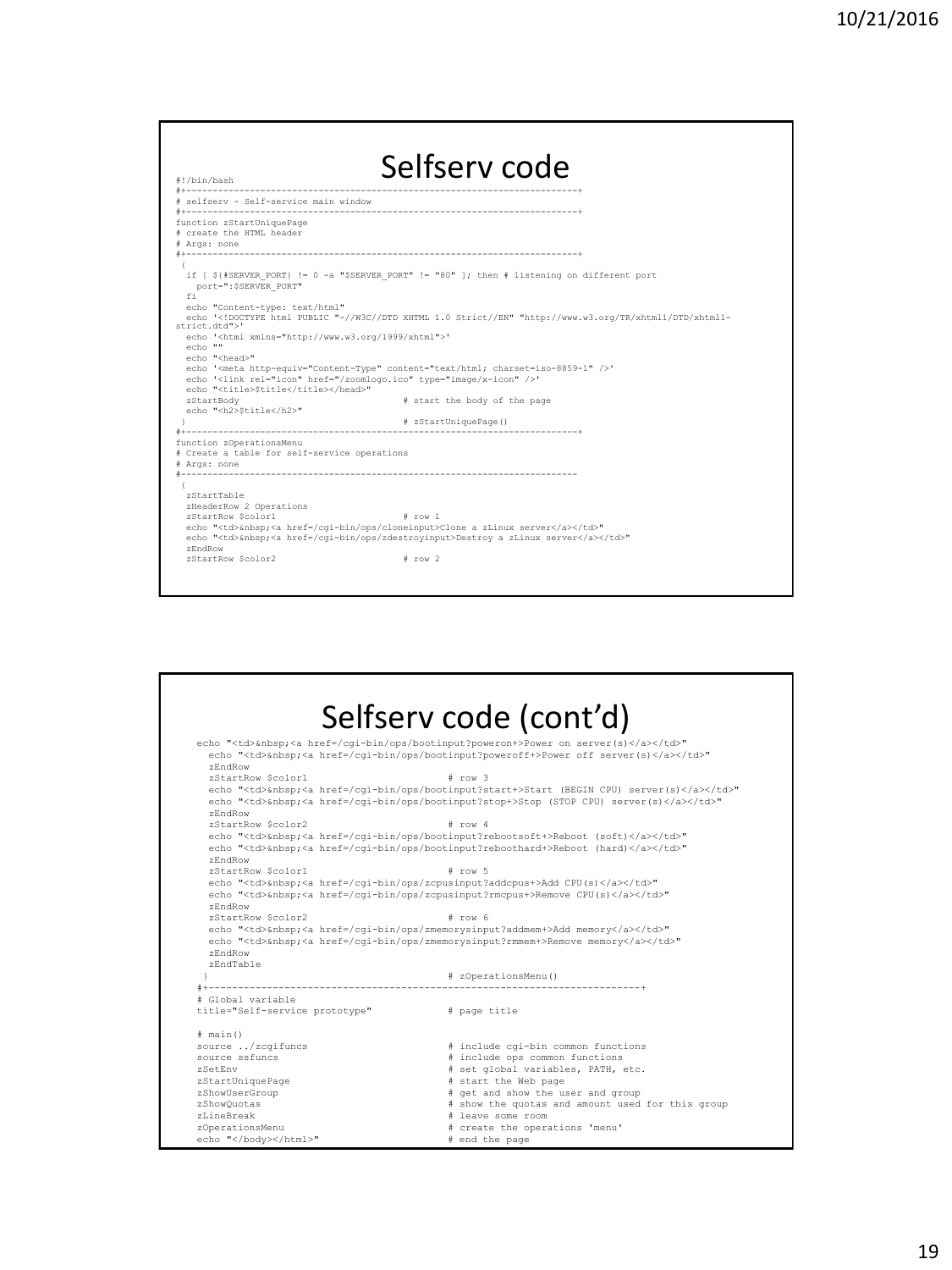# Selfserv code

```
#!/bin/bash
#+--------------------------------------------------------------------------+
# selfserv - Self-service main window
#+--------------------------------------------------------------------------+
function zStartUniquePage
# create the HTML header
# Args: none
#+--------------------------------------------------------------------------+
 {
  if [ ${#SERVER_PORT} != 0 -a "$SERVER_PORT" != "80" ]; then # listening on different port
    port=":$SERVER_PORT"
  fi
  echo "Content-type: text/html"
  echo '<!DOCTYPE html PUBLIC "-//W3C//DTD XHTML 1.0 Strict//EN" "http://www.w3.org/TR/xhtml1/DTD/xhtml1-
strict.dtd">'
  echo '<html xmlns="http://www.w3.org/1999/xhtml">'
  echo ""
  echo "<head>"
  echo '<meta http-equiv="Content-Type" content="text/html; charset=iso-8859-1" />'
  echo '<link rel="icon" href="/zoomlogo.ico" type="image/x-icon" />'
  echo "<title>$title</title></head>"
  zStartBody                              # start the body of the page
  echo "<h2>$title</h2>"
 }                                        # zStartUniquePage()
#+--------------------------------------------------------------------------+
function zOperationsMenu
# Create a table for self-service operations
# Args: none
#---------------------------------------------------------------------------
 {
  zStartTable
  zHeaderRow 2 Operations
  zStartRow $color1                       # row 1
  echo "<td>&nbsp;<a href=/cgi-bin/ops/cloneinput>Clone a zLinux server</a></td>"
  echo "<td>&nbsp;<a href=/cgi-bin/ops/zdestroyinput>Destroy a zLinux server</a></td>"
  zEndRow
  zStartRow $color2                       # row 2
```

# Selfserv code (cont'd)

```
  echo "<td>&nbsp;<a href=/cgi-bin/ops/bootinput?poweron+>Power on server(s)</a></td>"
    echo "<td>&nbsp;<a href=/cgi-bin/ops/bootinput?poweroff+>Power off server(s)</a></td>"
    zEndRow
    zStartRow $color1                       # row 3
    echo "<td>&nbsp;<a href=/cgi-bin/ops/bootinput?start+>Start (BEGIN CPU) server(s)</a></td>"
    echo "<td>&nbsp;<a href=/cgi-bin/ops/bootinput?stop+>Stop (STOP CPU) server(s)</a></td>"
    zEndRow
    zStartRow $color2                       # row 4
    echo "<td>&nbsp;<a href=/cgi-bin/ops/bootinput?rebootsoft+>Reboot (soft)</a></td>"
    echo "<td>&nbsp;<a href=/cgi-bin/ops/bootinput?reboothard+>Reboot (hard)</a></td>"
    zEndRow
    zStartRow $color1                       # row 5
    echo "<td>&nbsp;<a href=/cgi-bin/ops/zcpusinput?addcpus+>Add CPU(s)</a></td>"
    echo "<td>&nbsp;<a href=/cgi-bin/ops/zcpusinput?rmcpus+>Remove CPU(s)</a></td>"
    zEndRow
    zStartRow $color2                       # row 6
    echo "<td>&nbsp;<a href=/cgi-bin/ops/zmemorysinput?addmem+>Add memory</a></td>"
    echo "<td>&nbsp;<a href=/cgi-bin/ops/zmemorysinput?rmmem+>Remove memory</a></td>"
    zEndRow
    zEndTable
   }                                        # zOperationsMenu()
  #+--------------------------------------------------------------------------+
  # Global variable
  title="Self-service prototype"            # page title

  # main()
  source ../zcgifuncs                       # include cgi-bin common functions
  source ssfuncs                            # include ops common functions
  zSetEnv                                   # set global variables, PATH, etc.
  zStartUniquePage                          # start the Web page
  zShowUserGroup                            # get and show the user and group
  zShowQuotas                               # show the quotas and amount used for this group
  zLineBreak                                # leave some room
  zOperationsMenu                           # create the operations 'menu'
  echo "</body></html>"                     # end the page
```